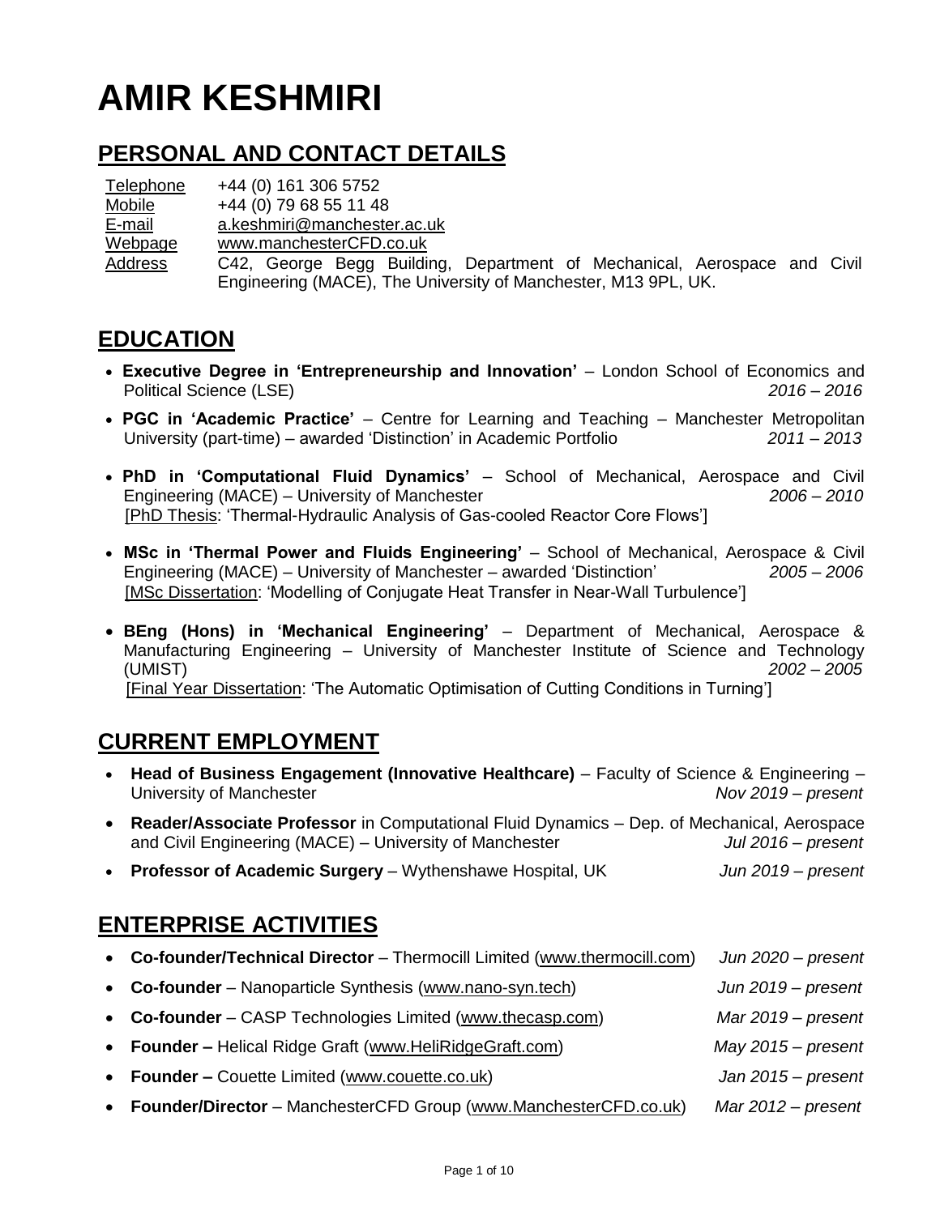# AMIR KESHMIRI

## PERSONAL AND CONTACT DETAILS

| | |
|---|---|
| Telephone | +44 (0) 161 306 5752 |
| Mobile | +44 (0) 79 68 55 11 48 |
| E-mail | a.keshmiri@manchester.ac.uk |
| Webpage | www.manchesterCFD.co.uk |
| Address | C42, George Begg Building, Department of Mechanical, Aerospace and Civil Engineering (MACE), The University of Manchester, M13 9PL, UK. |

## EDUCATION

- **Executive Degree in 'Entrepreneurship and Innovation'** – London School of Economics and Political Science (LSE) *2016 – 2016*
- **PGC in 'Academic Practice'** – Centre for Learning and Teaching – Manchester Metropolitan University (part-time) – awarded 'Distinction' in Academic Portfolio *2011 – 2013*
- **PhD in 'Computational Fluid Dynamics'** – School of Mechanical, Aerospace and Civil Engineering (MACE) – University of Manchester *2006 – 2010*
  [PhD Thesis: 'Thermal-Hydraulic Analysis of Gas-cooled Reactor Core Flows']
- **MSc in 'Thermal Power and Fluids Engineering'** – School of Mechanical, Aerospace & Civil Engineering (MACE) – University of Manchester – awarded 'Distinction' *2005 – 2006*
  [MSc Dissertation: 'Modelling of Conjugate Heat Transfer in Near-Wall Turbulence']
- **BEng (Hons) in 'Mechanical Engineering'** – Department of Mechanical, Aerospace & Manufacturing Engineering – University of Manchester Institute of Science and Technology (UMIST) *2002 – 2005*
  [Final Year Dissertation: 'The Automatic Optimisation of Cutting Conditions in Turning']

## CURRENT EMPLOYMENT

- **Head of Business Engagement (Innovative Healthcare)** – Faculty of Science & Engineering – University of Manchester *Nov 2019 – present*
- **Reader/Associate Professor** in Computational Fluid Dynamics – Dep. of Mechanical, Aerospace and Civil Engineering (MACE) – University of Manchester *Jul 2016 – present*
- **Professor of Academic Surgery** – Wythenshawe Hospital, UK *Jun 2019 – present*

## ENTERPRISE ACTIVITIES

- **Co-founder/Technical Director** – Thermocill Limited (www.thermocill.com) *Jun 2020 – present*
- **Co-founder** – Nanoparticle Synthesis (www.nano-syn.tech) *Jun 2019 – present*
- **Co-founder** – CASP Technologies Limited (www.thecasp.com) *Mar 2019 – present*
- **Founder –** Helical Ridge Graft (www.HeliRidgeGraft.com) *May 2015 – present*
- **Founder –** Couette Limited (www.couette.co.uk) *Jan 2015 – present*
- **Founder/Director** – ManchesterCFD Group (www.ManchesterCFD.co.uk) *Mar 2012 – present*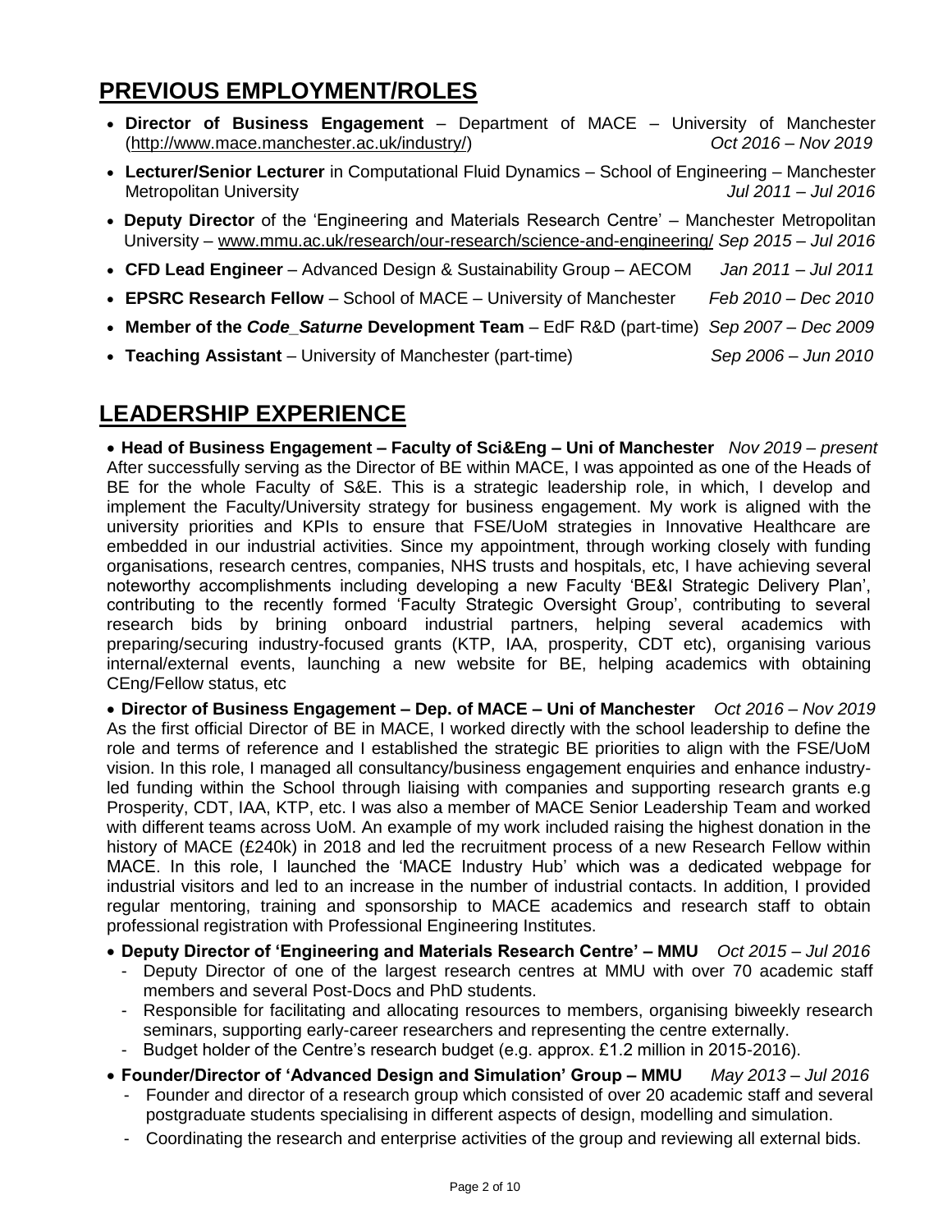## PREVIOUS EMPLOYMENT/ROLES

- **Director of Business Engagement** – Department of MACE – University of Manchester (http://www.mace.manchester.ac.uk/industry/) *Oct 2016 – Nov 2019*
- **Lecturer/Senior Lecturer** in Computational Fluid Dynamics – School of Engineering – Manchester Metropolitan University *Jul 2011 – Jul 2016*
- **Deputy Director** of the 'Engineering and Materials Research Centre' – Manchester Metropolitan University – www.mmu.ac.uk/research/our-research/science-and-engineering/ *Sep 2015 – Jul 2016*
- **CFD Lead Engineer** – Advanced Design & Sustainability Group – AECOM *Jan 2011 – Jul 2011*
- **EPSRC Research Fellow** – School of MACE – University of Manchester *Feb 2010 – Dec 2010*
- **Member of the *Code_Saturne* Development Team** – EdF R&D (part-time) *Sep 2007 – Dec 2009*
- **Teaching Assistant** – University of Manchester (part-time) *Sep 2006 – Jun 2010*

## LEADERSHIP EXPERIENCE

- **Head of Business Engagement – Faculty of Sci&Eng – Uni of Manchester** *Nov 2019 – present*

After successfully serving as the Director of BE within MACE, I was appointed as one of the Heads of BE for the whole Faculty of S&E. This is a strategic leadership role, in which, I develop and implement the Faculty/University strategy for business engagement. My work is aligned with the university priorities and KPIs to ensure that FSE/UoM strategies in Innovative Healthcare are embedded in our industrial activities. Since my appointment, through working closely with funding organisations, research centres, companies, NHS trusts and hospitals, etc, I have achieving several noteworthy accomplishments including developing a new Faculty 'BE&I Strategic Delivery Plan', contributing to the recently formed 'Faculty Strategic Oversight Group', contributing to several research bids by brining onboard industrial partners, helping several academics with preparing/securing industry-focused grants (KTP, IAA, prosperity, CDT etc), organising various internal/external events, launching a new website for BE, helping academics with obtaining CEng/Fellow status, etc

- **Director of Business Engagement – Dep. of MACE – Uni of Manchester** *Oct 2016 – Nov 2019*

As the first official Director of BE in MACE, I worked directly with the school leadership to define the role and terms of reference and I established the strategic BE priorities to align with the FSE/UoM vision. In this role, I managed all consultancy/business engagement enquiries and enhance industry-led funding within the School through liaising with companies and supporting research grants e.g Prosperity, CDT, IAA, KTP, etc. I was also a member of MACE Senior Leadership Team and worked with different teams across UoM. An example of my work included raising the highest donation in the history of MACE (£240k) in 2018 and led the recruitment process of a new Research Fellow within MACE. In this role, I launched the 'MACE Industry Hub' which was a dedicated webpage for industrial visitors and led to an increase in the number of industrial contacts. In addition, I provided regular mentoring, training and sponsorship to MACE academics and research staff to obtain professional registration with Professional Engineering Institutes.

- **Deputy Director of 'Engineering and Materials Research Centre' – MMU** *Oct 2015 – Jul 2016*
  - Deputy Director of one of the largest research centres at MMU with over 70 academic staff members and several Post-Docs and PhD students.
  - Responsible for facilitating and allocating resources to members, organising biweekly research seminars, supporting early-career researchers and representing the centre externally.
  - Budget holder of the Centre's research budget (e.g. approx. £1.2 million in 2015-2016).
- **Founder/Director of 'Advanced Design and Simulation' Group – MMU** *May 2013 – Jul 2016*
  - Founder and director of a research group which consisted of over 20 academic staff and several postgraduate students specialising in different aspects of design, modelling and simulation.
  - Coordinating the research and enterprise activities of the group and reviewing all external bids.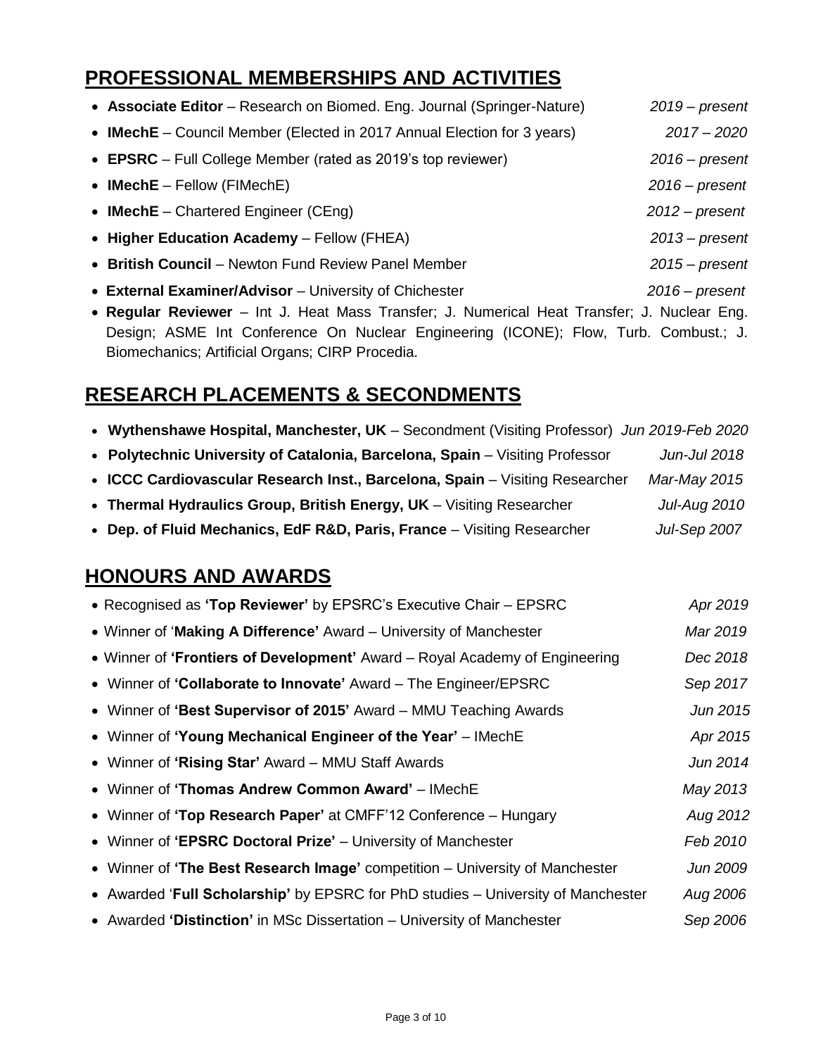## PROFESSIONAL MEMBERSHIPS AND ACTIVITIES

- **Associate Editor** – Research on Biomed. Eng. Journal (Springer-Nature) *2019 – present*
- **IMechE** – Council Member (Elected in 2017 Annual Election for 3 years) *2017 – 2020*
- **EPSRC** – Full College Member (rated as 2019's top reviewer) *2016 – present*
- **IMechE** – Fellow (FIMechE) *2016 – present*
- **IMechE** – Chartered Engineer (CEng) *2012 – present*
- **Higher Education Academy** – Fellow (FHEA) *2013 – present*
- **British Council** – Newton Fund Review Panel Member *2015 – present*
- **External Examiner/Advisor** – University of Chichester *2016 – present*
- **Regular Reviewer** – Int J. Heat Mass Transfer; J. Numerical Heat Transfer; J. Nuclear Eng. Design; ASME Int Conference On Nuclear Engineering (ICONE); Flow, Turb. Combust.; J. Biomechanics; Artificial Organs; CIRP Procedia.

## RESEARCH PLACEMENTS & SECONDMENTS

- **Wythenshawe Hospital, Manchester, UK** – Secondment (Visiting Professor) *Jun 2019-Feb 2020*
- **Polytechnic University of Catalonia, Barcelona, Spain** – Visiting Professor *Jun-Jul 2018*
- **ICCC Cardiovascular Research Inst., Barcelona, Spain** – Visiting Researcher *Mar-May 2015*
- **Thermal Hydraulics Group, British Energy, UK** – Visiting Researcher *Jul-Aug 2010*
- **Dep. of Fluid Mechanics, EdF R&D, Paris, France** – Visiting Researcher *Jul-Sep 2007*

## HONOURS AND AWARDS

- Recognised as **'Top Reviewer'** by EPSRC's Executive Chair – EPSRC *Apr 2019*
- Winner of '**Making A Difference'** Award – University of Manchester *Mar 2019*
- Winner of **'Frontiers of Development'** Award – Royal Academy of Engineering *Dec 2018*
- Winner of **'Collaborate to Innovate'** Award – The Engineer/EPSRC *Sep 2017*
- Winner of **'Best Supervisor of 2015'** Award – MMU Teaching Awards *Jun 2015*
- Winner of **'Young Mechanical Engineer of the Year'** – IMechE *Apr 2015*
- Winner of **'Rising Star'** Award – MMU Staff Awards *Jun 2014*
- Winner of **'Thomas Andrew Common Award'** – IMechE *May 2013*
- Winner of **'Top Research Paper'** at CMFF'12 Conference – Hungary *Aug 2012*
- Winner of **'EPSRC Doctoral Prize'** – University of Manchester *Feb 2010*
- Winner of **'The Best Research Image'** competition – University of Manchester *Jun 2009*
- Awarded '**Full Scholarship'** by EPSRC for PhD studies – University of Manchester *Aug 2006*
- Awarded **'Distinction'** in MSc Dissertation – University of Manchester *Sep 2006*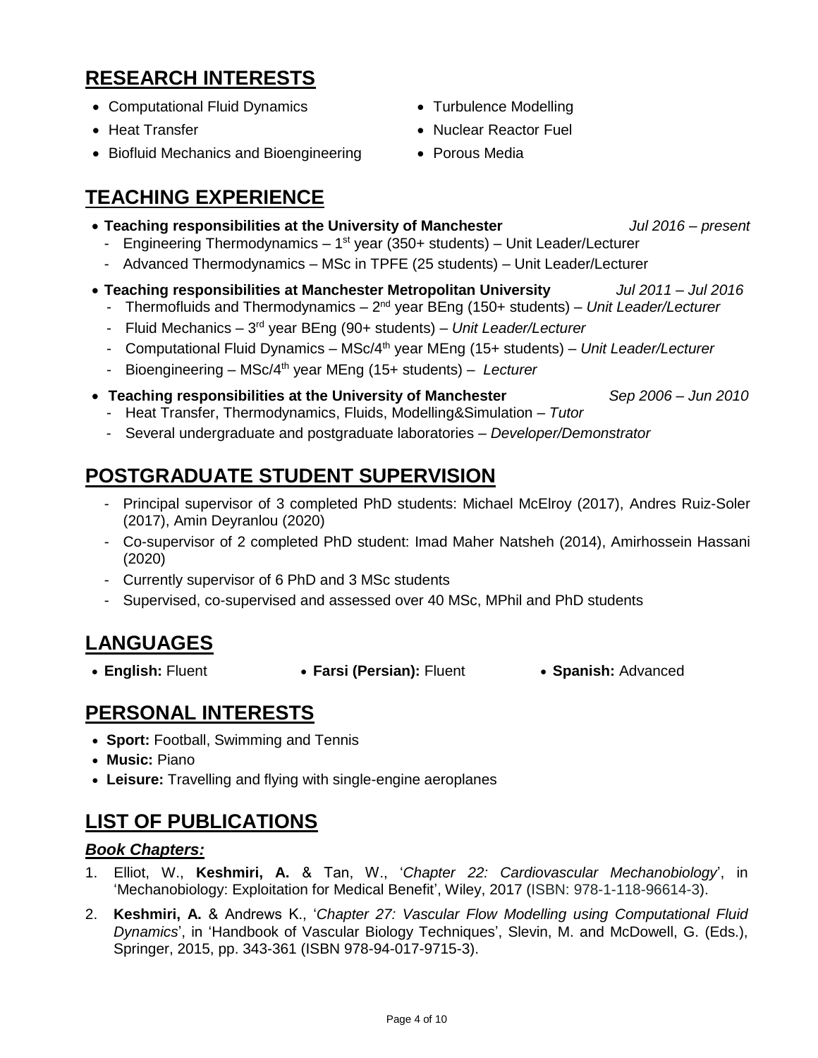## RESEARCH INTERESTS

- Computational Fluid Dynamics
- Heat Transfer
- Biofluid Mechanics and Bioengineering
- Turbulence Modelling
- Nuclear Reactor Fuel
- Porous Media

## TEACHING EXPERIENCE

- **Teaching responsibilities at the University of Manchester** *Jul 2016 – present*
  - Engineering Thermodynamics – 1st year (350+ students) – Unit Leader/Lecturer
  - Advanced Thermodynamics – MSc in TPFE (25 students) – Unit Leader/Lecturer
- **Teaching responsibilities at Manchester Metropolitan University** *Jul 2011 – Jul 2016*
  - Thermofluids and Thermodynamics – 2nd year BEng (150+ students) – *Unit Leader/Lecturer*
  - Fluid Mechanics – 3rd year BEng (90+ students) – *Unit Leader/Lecturer*
  - Computational Fluid Dynamics – MSc/4th year MEng (15+ students) – *Unit Leader/Lecturer*
  - Bioengineering – MSc/4th year MEng (15+ students) – *Lecturer*
- **Teaching responsibilities at the University of Manchester** *Sep 2006 – Jun 2010*
  - Heat Transfer, Thermodynamics, Fluids, Modelling&Simulation – *Tutor*
  - Several undergraduate and postgraduate laboratories – *Developer/Demonstrator*

## POSTGRADUATE STUDENT SUPERVISION

- Principal supervisor of 3 completed PhD students: Michael McElroy (2017), Andres Ruiz-Soler (2017), Amin Deyranlou (2020)
- Co-supervisor of 2 completed PhD student: Imad Maher Natsheh (2014), Amirhossein Hassani (2020)
- Currently supervisor of 6 PhD and 3 MSc students
- Supervised, co-supervised and assessed over 40 MSc, MPhil and PhD students

## LANGUAGES

- **English:** Fluent
- **Farsi (Persian):** Fluent
- **Spanish:** Advanced

## PERSONAL INTERESTS

- **Sport:** Football, Swimming and Tennis
- **Music:** Piano
- **Leisure:** Travelling and flying with single-engine aeroplanes

## LIST OF PUBLICATIONS

### *Book Chapters:*

1. Elliot, W., **Keshmiri, A.** & Tan, W., '*Chapter 22: Cardiovascular Mechanobiology*', in 'Mechanobiology: Exploitation for Medical Benefit', Wiley, 2017 (ISBN: 978-1-118-96614-3).
2. **Keshmiri, A.** & Andrews K., '*Chapter 27: Vascular Flow Modelling using Computational Fluid Dynamics*', in 'Handbook of Vascular Biology Techniques', Slevin, M. and McDowell, G. (Eds.), Springer, 2015, pp. 343-361 (ISBN 978-94-017-9715-3).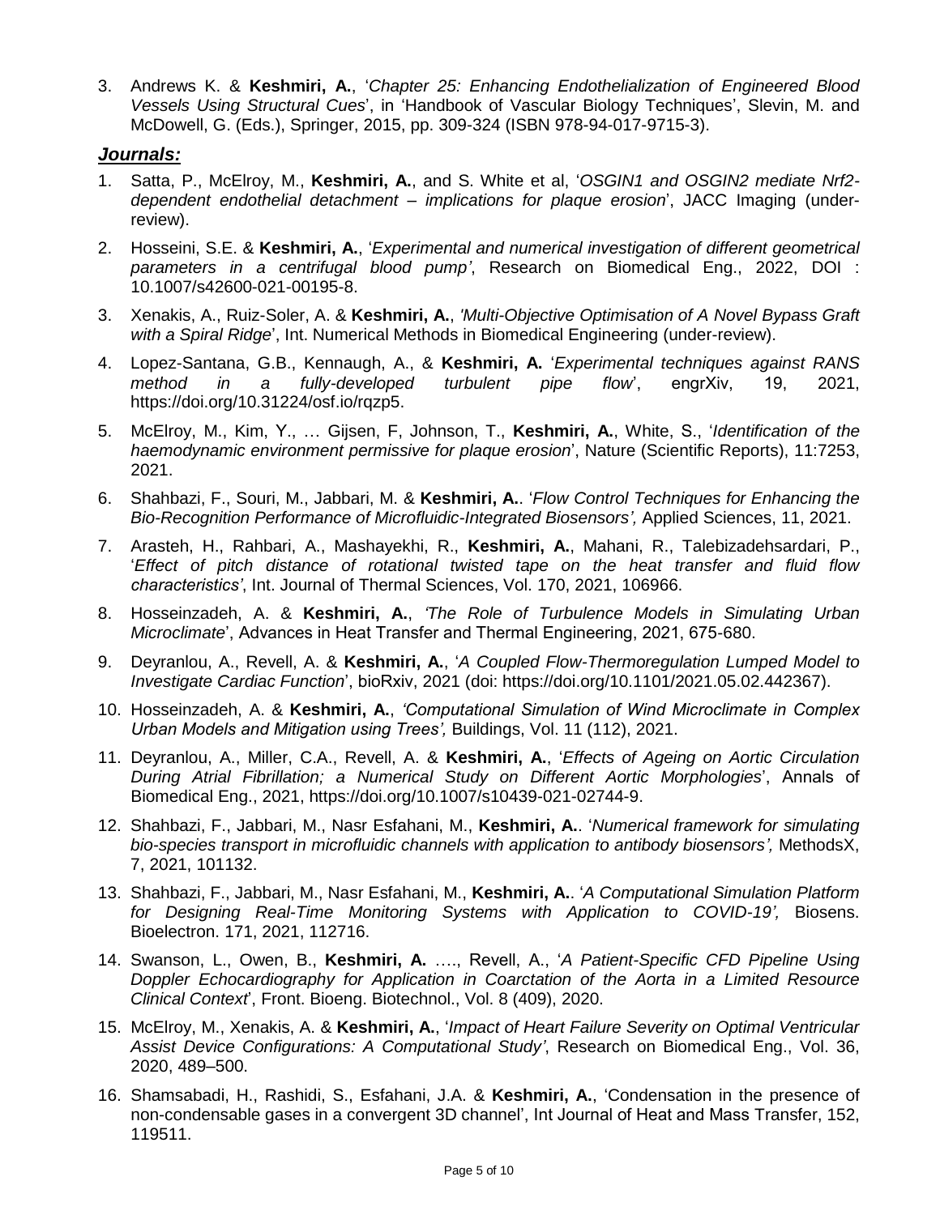3. Andrews K. & **Keshmiri, A.**, '*Chapter 25: Enhancing Endothelialization of Engineered Blood Vessels Using Structural Cues*', in 'Handbook of Vascular Biology Techniques', Slevin, M. and McDowell, G. (Eds.), Springer, 2015, pp. 309-324 (ISBN 978-94-017-9715-3).

## *Journals:*

1. Satta, P., McElroy, M., **Keshmiri, A.**, and S. White et al, '*OSGIN1 and OSGIN2 mediate Nrf2-dependent endothelial detachment – implications for plaque erosion*', JACC Imaging (under-review).
2. Hosseini, S.E. & **Keshmiri, A.**, '*Experimental and numerical investigation of different geometrical parameters in a centrifugal blood pump'*, Research on Biomedical Eng., 2022, DOI : 10.1007/s42600-021-00195-8.
3. Xenakis, A., Ruiz-Soler, A. & **Keshmiri, A.**, *'Multi-Objective Optimisation of A Novel Bypass Graft with a Spiral Ridge*', Int. Numerical Methods in Biomedical Engineering (under-review).
4. Lopez-Santana, G.B., Kennaugh, A., & **Keshmiri, A.** '*Experimental techniques against RANS method in a fully-developed turbulent pipe flow*', engrXiv, 19, 2021, https://doi.org/10.31224/osf.io/rqzp5.
5. McElroy, M., Kim, Y., … Gijsen, F, Johnson, T., **Keshmiri, A.**, White, S., '*Identification of the haemodynamic environment permissive for plaque erosion*', Nature (Scientific Reports), 11:7253, 2021.
6. Shahbazi, F., Souri, M., Jabbari, M. & **Keshmiri, A.**. '*Flow Control Techniques for Enhancing the Bio-Recognition Performance of Microfluidic-Integrated Biosensors',* Applied Sciences, 11, 2021.
7. Arasteh, H., Rahbari, A., Mashayekhi, R., **Keshmiri, A.**, Mahani, R., Talebizadehsardari, P., '*Effect of pitch distance of rotational twisted tape on the heat transfer and fluid flow characteristics'*, Int. Journal of Thermal Sciences, Vol. 170, 2021, 106966.
8. Hosseinzadeh, A. & **Keshmiri, A.**, *'The Role of Turbulence Models in Simulating Urban Microclimate*', Advances in Heat Transfer and Thermal Engineering, 2021, 675-680.
9. Deyranlou, A., Revell, A. & **Keshmiri, A.**, '*A Coupled Flow-Thermoregulation Lumped Model to Investigate Cardiac Function*', bioRxiv, 2021 (doi: https://doi.org/10.1101/2021.05.02.442367).
10. Hosseinzadeh, A. & **Keshmiri, A.**, *'Computational Simulation of Wind Microclimate in Complex Urban Models and Mitigation using Trees',* Buildings, Vol. 11 (112), 2021.
11. Deyranlou, A., Miller, C.A., Revell, A. & **Keshmiri, A.**, '*Effects of Ageing on Aortic Circulation During Atrial Fibrillation; a Numerical Study on Different Aortic Morphologies*', Annals of Biomedical Eng., 2021, https://doi.org/10.1007/s10439-021-02744-9.
12. Shahbazi, F., Jabbari, M., Nasr Esfahani, M., **Keshmiri, A.**. '*Numerical framework for simulating bio-species transport in microfluidic channels with application to antibody biosensors',* MethodsX, 7, 2021, 101132.
13. Shahbazi, F., Jabbari, M., Nasr Esfahani, M., **Keshmiri, A.**. '*A Computational Simulation Platform for Designing Real-Time Monitoring Systems with Application to COVID-19',* Biosens. Bioelectron. 171, 2021, 112716.
14. Swanson, L., Owen, B., **Keshmiri, A.** …., Revell, A., '*A Patient-Specific CFD Pipeline Using Doppler Echocardiography for Application in Coarctation of the Aorta in a Limited Resource Clinical Context*', Front. Bioeng. Biotechnol., Vol. 8 (409), 2020.
15. McElroy, M., Xenakis, A. & **Keshmiri, A.**, '*Impact of Heart Failure Severity on Optimal Ventricular Assist Device Configurations: A Computational Study'*, Research on Biomedical Eng., Vol. 36, 2020, 489–500.
16. Shamsabadi, H., Rashidi, S., Esfahani, J.A. & **Keshmiri, A.**, 'Condensation in the presence of non-condensable gases in a convergent 3D channel', Int Journal of Heat and Mass Transfer, 152, 119511.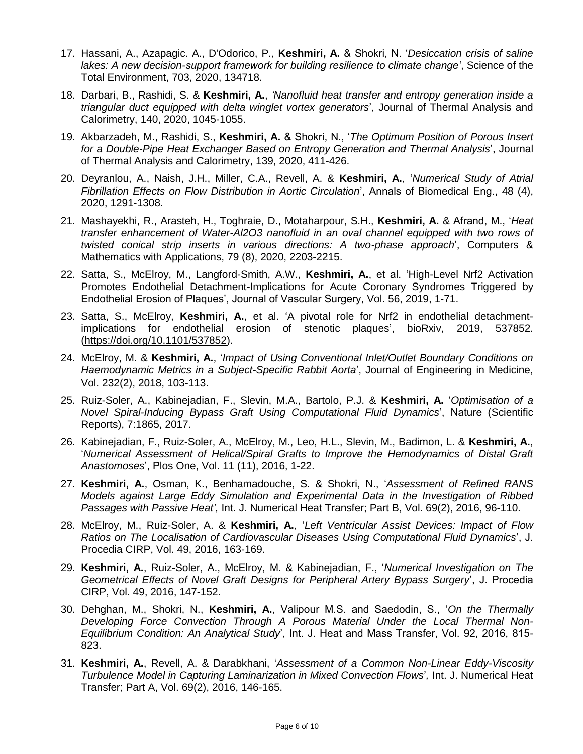17. Hassani, A., Azapagic. A., D'Odorico, P., **Keshmiri, A.** & Shokri, N. '*Desiccation crisis of saline lakes: A new decision-support framework for building resilience to climate change'*, Science of the Total Environment, 703, 2020, 134718.

18. Darbari, B., Rashidi, S. & **Keshmiri, A.**, *'Nanofluid heat transfer and entropy generation inside a triangular duct equipped with delta winglet vortex generators*', Journal of Thermal Analysis and Calorimetry, 140, 2020, 1045-1055.

19. Akbarzadeh, M., Rashidi, S., **Keshmiri, A.** & Shokri, N., '*The Optimum Position of Porous Insert for a Double-Pipe Heat Exchanger Based on Entropy Generation and Thermal Analysis*', Journal of Thermal Analysis and Calorimetry, 139, 2020, 411-426.

20. Deyranlou, A., Naish, J.H., Miller, C.A., Revell, A. & **Keshmiri, A.**, '*Numerical Study of Atrial Fibrillation Effects on Flow Distribution in Aortic Circulation*', Annals of Biomedical Eng., 48 (4), 2020, 1291-1308.

21. Mashayekhi, R., Arasteh, H., Toghraie, D., Motaharpour, S.H., **Keshmiri, A.** & Afrand, M., '*Heat transfer enhancement of Water-Al2O3 nanofluid in an oval channel equipped with two rows of twisted conical strip inserts in various directions: A two-phase approach*', Computers & Mathematics with Applications, 79 (8), 2020, 2203-2215.

22. Satta, S., McElroy, M., Langford-Smith, A.W., **Keshmiri, A.**, et al. 'High-Level Nrf2 Activation Promotes Endothelial Detachment-Implications for Acute Coronary Syndromes Triggered by Endothelial Erosion of Plaques', Journal of Vascular Surgery, Vol. 56, 2019, 1-71.

23. Satta, S., McElroy, **Keshmiri, A.**, et al. 'A pivotal role for Nrf2 in endothelial detachment-implications for endothelial erosion of stenotic plaques', bioRxiv, 2019, 537852. (https://doi.org/10.1101/537852).

24. McElroy, M. & **Keshmiri, A.**, '*Impact of Using Conventional Inlet/Outlet Boundary Conditions on Haemodynamic Metrics in a Subject-Specific Rabbit Aorta*', Journal of Engineering in Medicine, Vol. 232(2), 2018, 103-113.

25. Ruiz-Soler, A., Kabinejadian, F., Slevin, M.A., Bartolo, P.J. & **Keshmiri, A.** '*Optimisation of a Novel Spiral-Inducing Bypass Graft Using Computational Fluid Dynamics*', Nature (Scientific Reports), 7:1865, 2017.

26. Kabinejadian, F., Ruiz-Soler, A., McElroy, M., Leo, H.L., Slevin, M., Badimon, L. & **Keshmiri, A.**, '*Numerical Assessment of Helical/Spiral Grafts to Improve the Hemodynamics of Distal Graft Anastomoses*', Plos One, Vol. 11 (11), 2016, 1-22.

27. **Keshmiri, A.**, Osman, K., Benhamadouche, S. & Shokri, N., '*Assessment of Refined RANS Models against Large Eddy Simulation and Experimental Data in the Investigation of Ribbed Passages with Passive Heat',* Int. J. Numerical Heat Transfer; Part B, Vol. 69(2), 2016, 96-110.

28. McElroy, M., Ruiz-Soler, A. & **Keshmiri, A.**, '*Left Ventricular Assist Devices: Impact of Flow Ratios on The Localisation of Cardiovascular Diseases Using Computational Fluid Dynamics*', J. Procedia CIRP, Vol. 49, 2016, 163-169.

29. **Keshmiri, A.**, Ruiz-Soler, A., McElroy, M. & Kabinejadian, F., '*Numerical Investigation on The Geometrical Effects of Novel Graft Designs for Peripheral Artery Bypass Surgery*', J. Procedia CIRP, Vol. 49, 2016, 147-152.

30. Dehghan, M., Shokri, N., **Keshmiri, A.**, Valipour M.S. and Saedodin, S., '*On the Thermally Developing Force Convection Through A Porous Material Under the Local Thermal Non-Equilibrium Condition: An Analytical Study*', Int. J. Heat and Mass Transfer, Vol. 92, 2016, 815-823.

31. **Keshmiri, A.**, Revell, A. & Darabkhani, '*Assessment of a Common Non-Linear Eddy-Viscosity Turbulence Model in Capturing Laminarization in Mixed Convection Flows*', Int. J. Numerical Heat Transfer; Part A, Vol. 69(2), 2016, 146-165.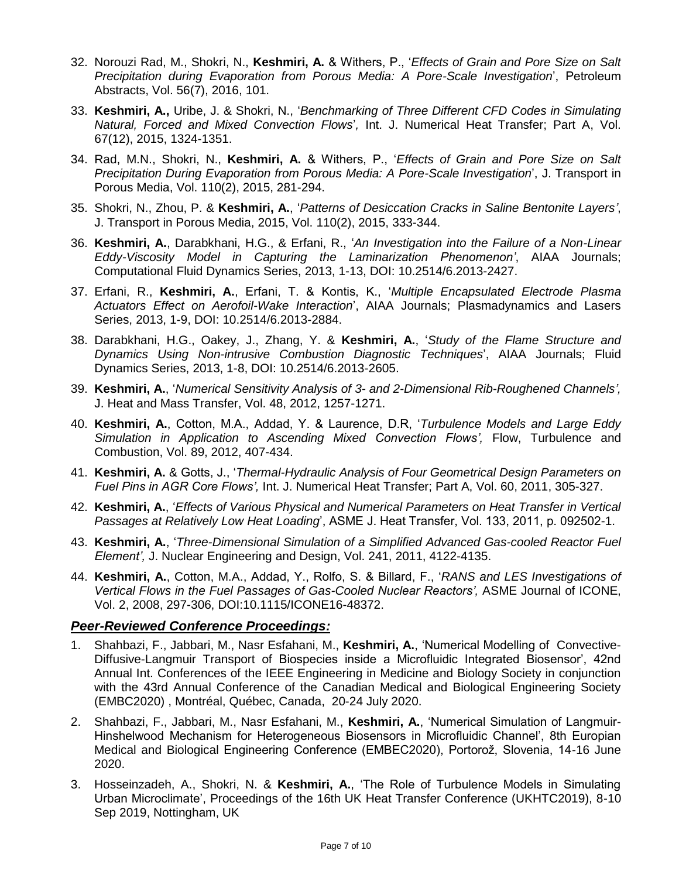32. Norouzi Rad, M., Shokri, N., **Keshmiri, A.** & Withers, P., '*Effects of Grain and Pore Size on Salt Precipitation during Evaporation from Porous Media: A Pore-Scale Investigation*', Petroleum Abstracts, Vol. 56(7), 2016, 101.
33. **Keshmiri, A.,** Uribe, J. & Shokri, N., '*Benchmarking of Three Different CFD Codes in Simulating Natural, Forced and Mixed Convection Flows*', Int. J. Numerical Heat Transfer; Part A, Vol. 67(12), 2015, 1324-1351.
34. Rad, M.N., Shokri, N., **Keshmiri, A.** & Withers, P., '*Effects of Grain and Pore Size on Salt Precipitation During Evaporation from Porous Media: A Pore-Scale Investigation*', J. Transport in Porous Media, Vol. 110(2), 2015, 281-294.
35. Shokri, N., Zhou, P. & **Keshmiri, A.**, '*Patterns of Desiccation Cracks in Saline Bentonite Layers'*, J. Transport in Porous Media, 2015, Vol. 110(2), 2015, 333-344.
36. **Keshmiri, A.**, Darabkhani, H.G., & Erfani, R., '*An Investigation into the Failure of a Non-Linear Eddy-Viscosity Model in Capturing the Laminarization Phenomenon'*, AIAA Journals; Computational Fluid Dynamics Series, 2013, 1-13, DOI: 10.2514/6.2013-2427.
37. Erfani, R., **Keshmiri, A.**, Erfani, T. & Kontis, K., '*Multiple Encapsulated Electrode Plasma Actuators Effect on Aerofoil-Wake Interaction*', AIAA Journals; Plasmadynamics and Lasers Series, 2013, 1-9, DOI: 10.2514/6.2013-2884.
38. Darabkhani, H.G., Oakey, J., Zhang, Y. & **Keshmiri, A.**, '*Study of the Flame Structure and Dynamics Using Non-intrusive Combustion Diagnostic Techniques*', AIAA Journals; Fluid Dynamics Series, 2013, 1-8, DOI: 10.2514/6.2013-2605.
39. **Keshmiri, A.**, '*Numerical Sensitivity Analysis of 3- and 2-Dimensional Rib-Roughened Channels',* J. Heat and Mass Transfer, Vol. 48, 2012, 1257-1271.
40. **Keshmiri, A.**, Cotton, M.A., Addad, Y. & Laurence, D.R, '*Turbulence Models and Large Eddy Simulation in Application to Ascending Mixed Convection Flows',* Flow, Turbulence and Combustion, Vol. 89, 2012, 407-434.
41. **Keshmiri, A.** & Gotts, J., '*Thermal-Hydraulic Analysis of Four Geometrical Design Parameters on Fuel Pins in AGR Core Flows',* Int. J. Numerical Heat Transfer; Part A, Vol. 60, 2011, 305-327.
42. **Keshmiri, A.**, '*Effects of Various Physical and Numerical Parameters on Heat Transfer in Vertical Passages at Relatively Low Heat Loading*', ASME J. Heat Transfer, Vol. 133, 2011, p. 092502-1.
43. **Keshmiri, A.**, '*Three-Dimensional Simulation of a Simplified Advanced Gas-cooled Reactor Fuel Element',* J. Nuclear Engineering and Design, Vol. 241, 2011, 4122-4135.
44. **Keshmiri, A.**, Cotton, M.A., Addad, Y., Rolfo, S. & Billard, F., '*RANS and LES Investigations of Vertical Flows in the Fuel Passages of Gas-Cooled Nuclear Reactors',* ASME Journal of ICONE, Vol. 2, 2008, 297-306, DOI:10.1115/ICONE16-48372.

### ***Peer-Reviewed Conference Proceedings:***

1. Shahbazi, F., Jabbari, M., Nasr Esfahani, M., **Keshmiri, A.**, 'Numerical Modelling of Convective-Diffusive-Langmuir Transport of Biospecies inside a Microfluidic Integrated Biosensor', 42nd Annual Int. Conferences of the IEEE Engineering in Medicine and Biology Society in conjunction with the 43rd Annual Conference of the Canadian Medical and Biological Engineering Society (EMBC2020) , Montréal, Québec, Canada, 20-24 July 2020.
2. Shahbazi, F., Jabbari, M., Nasr Esfahani, M., **Keshmiri, A.**, 'Numerical Simulation of Langmuir-Hinshelwood Mechanism for Heterogeneous Biosensors in Microfluidic Channel', 8th Europian Medical and Biological Engineering Conference (EMBEC2020), Portorož, Slovenia, 14-16 June 2020.
3. Hosseinzadeh, A., Shokri, N. & **Keshmiri, A.**, 'The Role of Turbulence Models in Simulating Urban Microclimate', Proceedings of the 16th UK Heat Transfer Conference (UKHTC2019), 8-10 Sep 2019, Nottingham, UK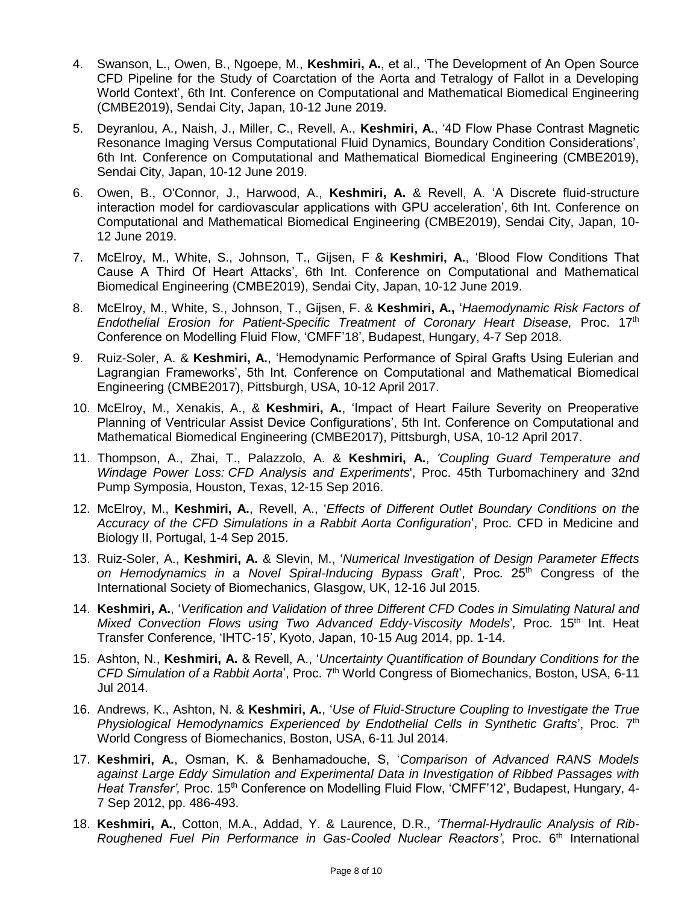4. Swanson, L., Owen, B., Ngoepe, M., **Keshmiri, A.**, et al., 'The Development of An Open Source CFD Pipeline for the Study of Coarctation of the Aorta and Tetralogy of Fallot in a Developing World Context', 6th Int. Conference on Computational and Mathematical Biomedical Engineering (CMBE2019), Sendai City, Japan, 10-12 June 2019.
5. Deyranlou, A., Naish, J., Miller, C., Revell, A., **Keshmiri, A.**, '4D Flow Phase Contrast Magnetic Resonance Imaging Versus Computational Fluid Dynamics, Boundary Condition Considerations', 6th Int. Conference on Computational and Mathematical Biomedical Engineering (CMBE2019), Sendai City, Japan, 10-12 June 2019.
6. Owen, B., O'Connor, J., Harwood, A., **Keshmiri, A.** & Revell, A. 'A Discrete fluid-structure interaction model for cardiovascular applications with GPU acceleration', 6th Int. Conference on Computational and Mathematical Biomedical Engineering (CMBE2019), Sendai City, Japan, 10-12 June 2019.
7. McElroy, M., White, S., Johnson, T., Gijsen, F & **Keshmiri, A.**, 'Blood Flow Conditions That Cause A Third Of Heart Attacks', 6th Int. Conference on Computational and Mathematical Biomedical Engineering (CMBE2019), Sendai City, Japan, 10-12 June 2019.
8. McElroy, M., White, S., Johnson, T., Gijsen, F. & **Keshmiri, A.,** '*Haemodynamic Risk Factors of Endothelial Erosion for Patient-Specific Treatment of Coronary Heart Disease,* Proc. 17th Conference on Modelling Fluid Flow, 'CMFF'18', Budapest, Hungary, 4-7 Sep 2018.
9. Ruiz-Soler, A. & **Keshmiri, A.**, 'Hemodynamic Performance of Spiral Grafts Using Eulerian and Lagrangian Frameworks', 5th Int. Conference on Computational and Mathematical Biomedical Engineering (CMBE2017), Pittsburgh, USA, 10-12 April 2017.
10. McElroy, M., Xenakis, A., & **Keshmiri, A.**, 'Impact of Heart Failure Severity on Preoperative Planning of Ventricular Assist Device Configurations', 5th Int. Conference on Computational and Mathematical Biomedical Engineering (CMBE2017), Pittsburgh, USA, 10-12 April 2017.
11. Thompson, A., Zhai, T., Palazzolo, A. & **Keshmiri, A.**, *'Coupling Guard Temperature and Windage Power Loss: CFD Analysis and Experiments*', Proc. 45th Turbomachinery and 32nd Pump Symposia, Houston, Texas, 12-15 Sep 2016.
12. McElroy, M., **Keshmiri, A.**, Revell, A., '*Effects of Different Outlet Boundary Conditions on the Accuracy of the CFD Simulations in a Rabbit Aorta Configuration*', Proc. CFD in Medicine and Biology II, Portugal, 1-4 Sep 2015.
13. Ruiz-Soler, A., **Keshmiri, A.** & Slevin, M., '*Numerical Investigation of Design Parameter Effects on Hemodynamics in a Novel Spiral-Inducing Bypass Graft*', Proc. 25th Congress of the International Society of Biomechanics, Glasgow, UK, 12-16 Jul 2015.
14. **Keshmiri, A.**, '*Verification and Validation of three Different CFD Codes in Simulating Natural and Mixed Convection Flows using Two Advanced Eddy-Viscosity Models*', Proc. 15th Int. Heat Transfer Conference, 'IHTC-15', Kyoto, Japan, 10-15 Aug 2014, pp. 1-14.
15. Ashton, N., **Keshmiri, A.** & Revell, A., '*Uncertainty Quantification of Boundary Conditions for the CFD Simulation of a Rabbit Aorta*', Proc. 7th World Congress of Biomechanics, Boston, USA, 6-11 Jul 2014.
16. Andrews, K., Ashton, N. & **Keshmiri, A.**, '*Use of Fluid-Structure Coupling to Investigate the True Physiological Hemodynamics Experienced by Endothelial Cells in Synthetic Grafts*', Proc. 7th World Congress of Biomechanics, Boston, USA, 6-11 Jul 2014.
17. **Keshmiri, A.**, Osman, K. & Benhamadouche, S, '*Comparison of Advanced RANS Models against Large Eddy Simulation and Experimental Data in Investigation of Ribbed Passages with Heat Transfer',* Proc. 15th Conference on Modelling Fluid Flow, 'CMFF'12', Budapest, Hungary, 4-7 Sep 2012, pp. 486-493.
18. **Keshmiri, A.**, Cotton, M.A., Addad, Y. & Laurence, D.R., *'Thermal-Hydraulic Analysis of Rib-Roughened Fuel Pin Performance in Gas-Cooled Nuclear Reactors'*, Proc. 6th International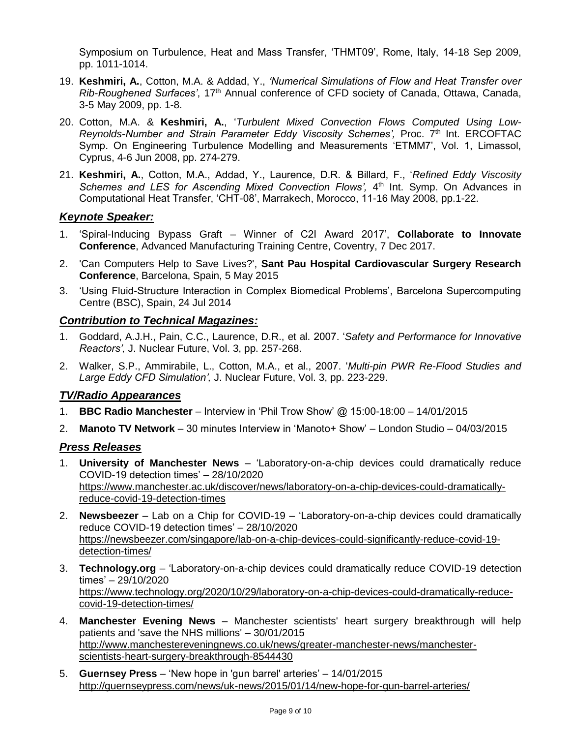Symposium on Turbulence, Heat and Mass Transfer, 'THMT09', Rome, Italy, 14-18 Sep 2009, pp. 1011-1014.

19. **Keshmiri, A.**, Cotton, M.A. & Addad, Y., *'Numerical Simulations of Flow and Heat Transfer over Rib-Roughened Surfaces'*, 17th Annual conference of CFD society of Canada, Ottawa, Canada, 3-5 May 2009, pp. 1-8.
20. Cotton, M.A. & **Keshmiri, A.**, '*Turbulent Mixed Convection Flows Computed Using Low-Reynolds-Number and Strain Parameter Eddy Viscosity Schemes',* Proc. 7th Int. ERCOFTAC Symp. On Engineering Turbulence Modelling and Measurements 'ETMM7', Vol. 1, Limassol, Cyprus, 4-6 Jun 2008, pp. 274-279.
21. **Keshmiri, A.**, Cotton, M.A., Addad, Y., Laurence, D.R. & Billard, F., '*Refined Eddy Viscosity Schemes and LES for Ascending Mixed Convection Flows',* 4th Int. Symp. On Advances in Computational Heat Transfer, 'CHT-08', Marrakech, Morocco, 11-16 May 2008, pp.1-22.

### ***Keynote Speaker:***

1. 'Spiral-Inducing Bypass Graft – Winner of C2I Award 2017', **Collaborate to Innovate Conference**, Advanced Manufacturing Training Centre, Coventry, 7 Dec 2017.
2. 'Can Computers Help to Save Lives?', **Sant Pau Hospital Cardiovascular Surgery Research Conference**, Barcelona, Spain, 5 May 2015
3. 'Using Fluid-Structure Interaction in Complex Biomedical Problems', Barcelona Supercomputing Centre (BSC), Spain, 24 Jul 2014

### ***Contribution to Technical Magazines:***

1. Goddard, A.J.H., Pain, C.C., Laurence, D.R., et al. 2007. '*Safety and Performance for Innovative Reactors',* J. Nuclear Future, Vol. 3, pp. 257-268.
2. Walker, S.P., Ammirabile, L., Cotton, M.A., et al., 2007. '*Multi-pin PWR Re-Flood Studies and Large Eddy CFD Simulation',* J. Nuclear Future, Vol. 3, pp. 223-229.

### ***TV/Radio Appearances***

1. **BBC Radio Manchester** – Interview in 'Phil Trow Show' @ 15:00-18:00 – 14/01/2015
2. **Manoto TV Network** – 30 minutes Interview in 'Manoto+ Show' – London Studio – 04/03/2015

### ***Press Releases***

1. **University of Manchester News** – 'Laboratory-on-a-chip devices could dramatically reduce COVID-19 detection times' – 28/10/2020
   https://www.manchester.ac.uk/discover/news/laboratory-on-a-chip-devices-could-dramatically-reduce-covid-19-detection-times
2. **Newsbeezer** – Lab on a Chip for COVID-19 – 'Laboratory-on-a-chip devices could dramatically reduce COVID-19 detection times' – 28/10/2020
   https://newsbeezer.com/singapore/lab-on-a-chip-devices-could-significantly-reduce-covid-19-detection-times/
3. **Technology.org** – 'Laboratory-on-a-chip devices could dramatically reduce COVID-19 detection times' – 29/10/2020
   https://www.technology.org/2020/10/29/laboratory-on-a-chip-devices-could-dramatically-reduce-covid-19-detection-times/
4. **Manchester Evening News** – Manchester scientists' heart surgery breakthrough will help patients and 'save the NHS millions' – 30/01/2015
   http://www.manchestereveningnews.co.uk/news/greater-manchester-news/manchester-scientists-heart-surgery-breakthrough-8544430
5. **Guernsey Press** – 'New hope in 'gun barrel' arteries' – 14/01/2015
   http://guernseypress.com/news/uk-news/2015/01/14/new-hope-for-gun-barrel-arteries/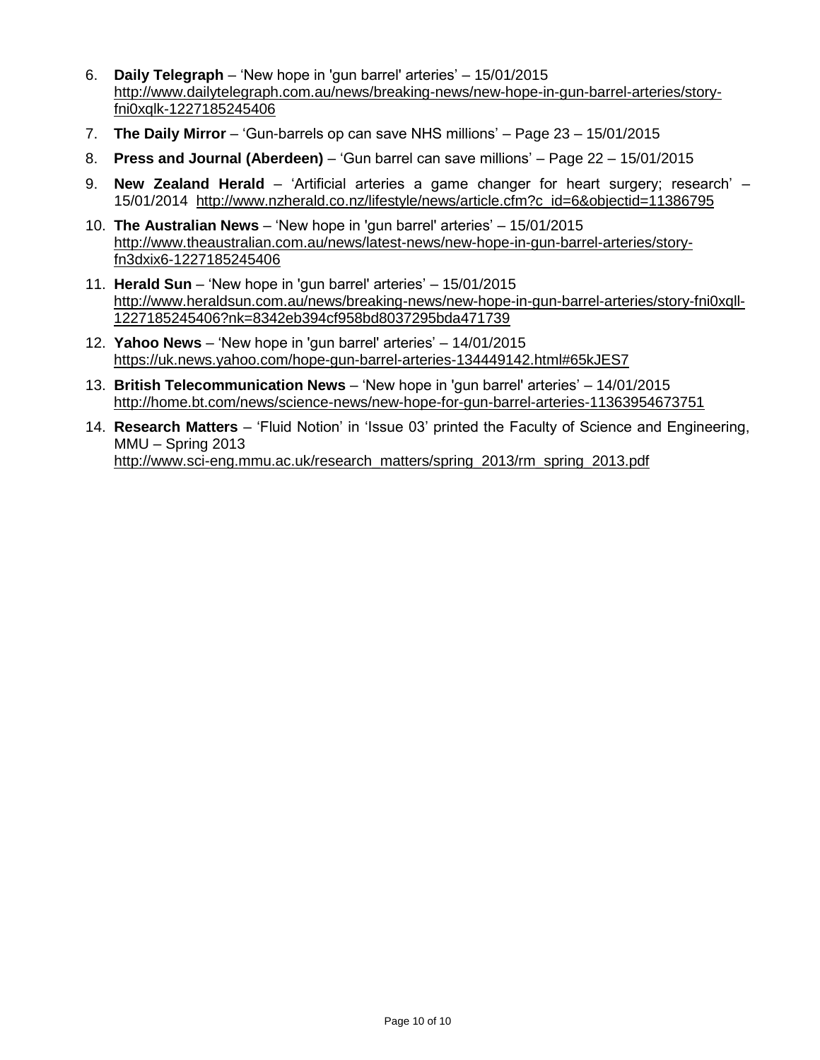6. **Daily Telegraph** – 'New hope in 'gun barrel' arteries' – 15/01/2015 http://www.dailytelegraph.com.au/news/breaking-news/new-hope-in-gun-barrel-arteries/story-fni0xqlk-1227185245406
7. **The Daily Mirror** – 'Gun-barrels op can save NHS millions' – Page 23 – 15/01/2015
8. **Press and Journal (Aberdeen)** – 'Gun barrel can save millions' – Page 22 – 15/01/2015
9. **New Zealand Herald** – 'Artificial arteries a game changer for heart surgery; research' – 15/01/2014 http://www.nzherald.co.nz/lifestyle/news/article.cfm?c_id=6&objectid=11386795
10. **The Australian News** – 'New hope in 'gun barrel' arteries' – 15/01/2015 http://www.theaustralian.com.au/news/latest-news/new-hope-in-gun-barrel-arteries/story-fn3dxix6-1227185245406
11. **Herald Sun** – 'New hope in 'gun barrel' arteries' – 15/01/2015 http://www.heraldsun.com.au/news/breaking-news/new-hope-in-gun-barrel-arteries/story-fni0xqll-1227185245406?nk=8342eb394cf958bd8037295bda471739
12. **Yahoo News** – 'New hope in 'gun barrel' arteries' – 14/01/2015 https://uk.news.yahoo.com/hope-gun-barrel-arteries-134449142.html#65kJES7
13. **British Telecommunication News** – 'New hope in 'gun barrel' arteries' – 14/01/2015 http://home.bt.com/news/science-news/new-hope-for-gun-barrel-arteries-11363954673751
14. **Research Matters** – 'Fluid Notion' in 'Issue 03' printed the Faculty of Science and Engineering, MMU – Spring 2013 http://www.sci-eng.mmu.ac.uk/research_matters/spring_2013/rm_spring_2013.pdf